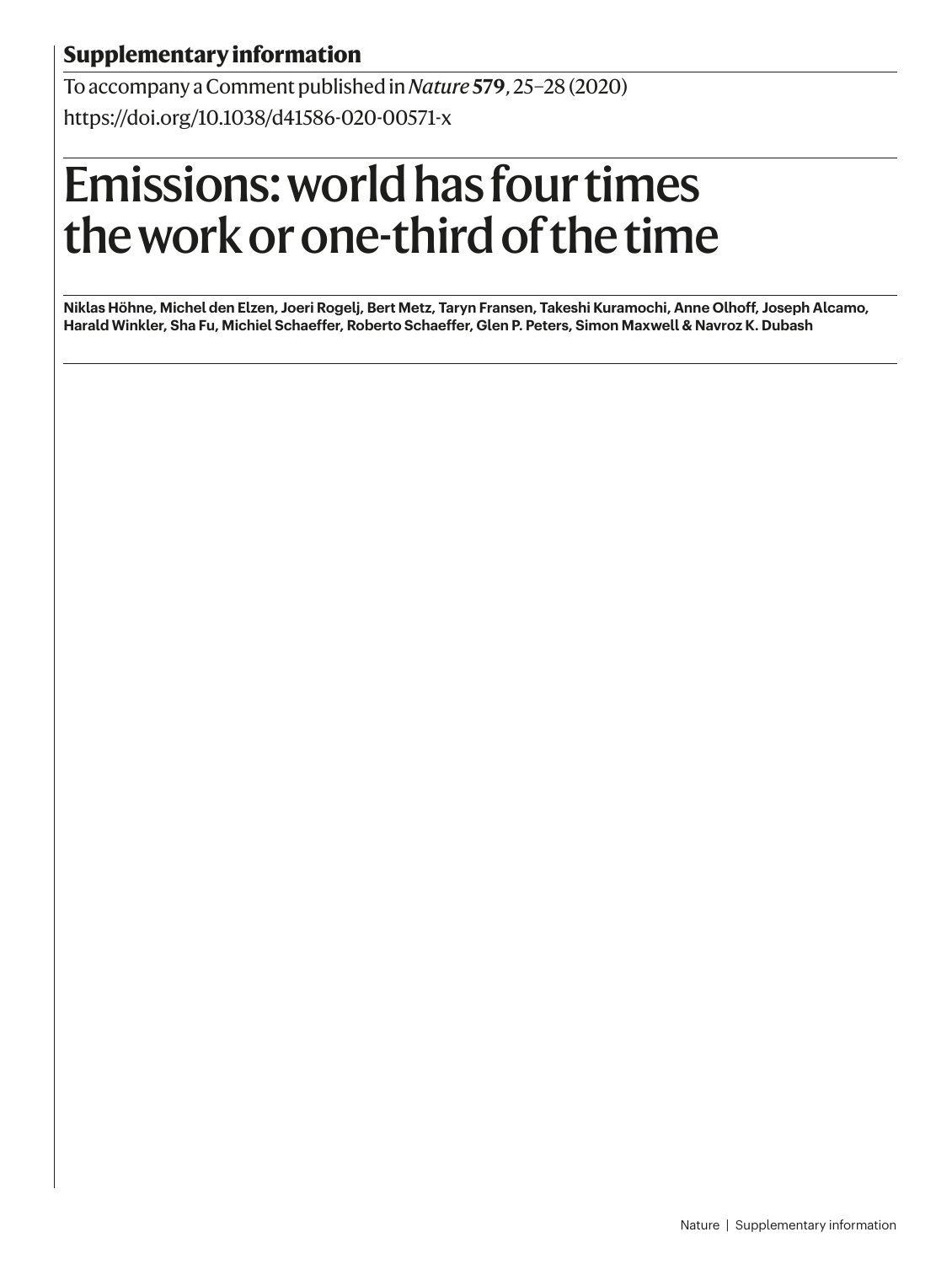## Supplementary information

To accompany a Comment published in *Nature* **579**, 25–28 (2020)
https://doi.org/10.1038/d41586-020-00571-x

# Emissions: world has four times the work or one-third of the time

**Niklas Höhne, Michel den Elzen, Joeri Rogelj, Bert Metz, Taryn Fransen, Takeshi Kuramochi, Anne Olhoff, Joseph Alcamo, Harald Winkler, Sha Fu, Michiel Schaeffer, Roberto Schaeffer, Glen P. Peters, Simon Maxwell & Navroz K. Dubash**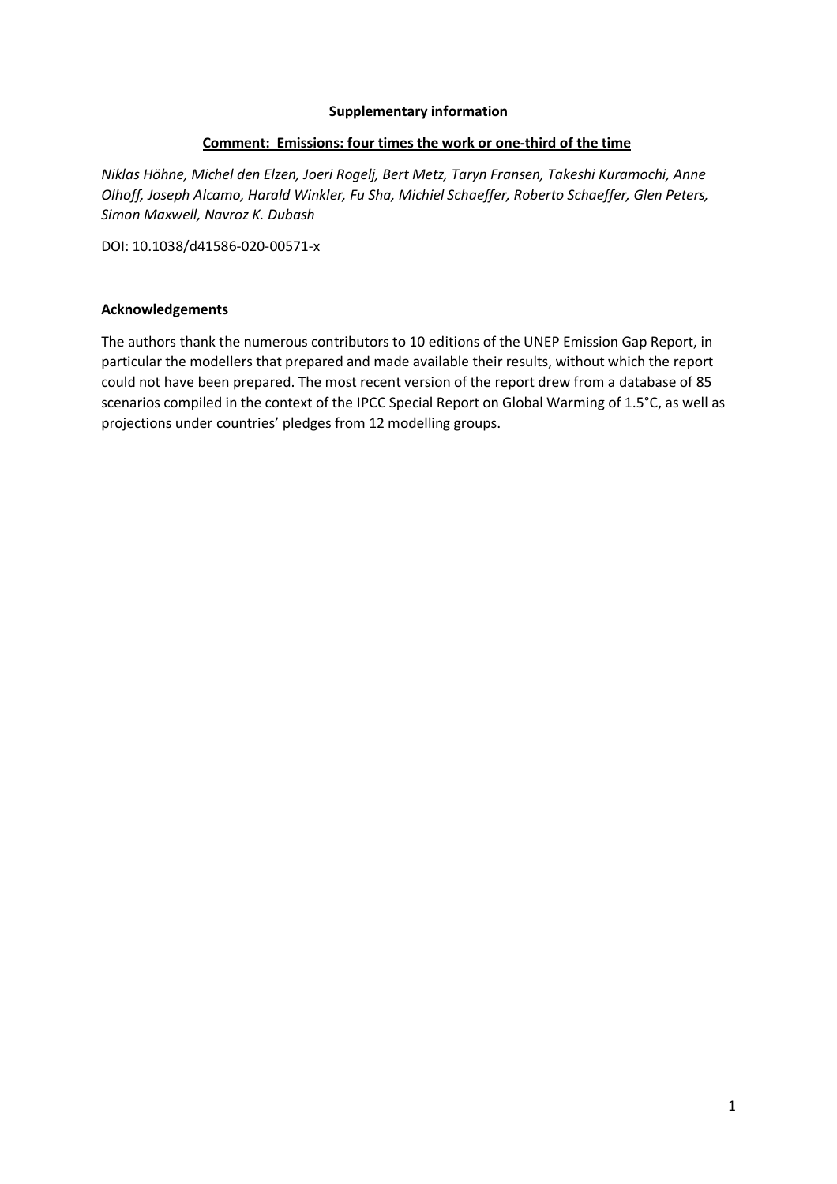**Supplementary information**

**Comment: Emissions: four times the work or one-third of the time**

*Niklas Höhne, Michel den Elzen, Joeri Rogelj, Bert Metz, Taryn Fransen, Takeshi Kuramochi, Anne Olhoff, Joseph Alcamo, Harald Winkler, Fu Sha, Michiel Schaeffer, Roberto Schaeffer, Glen Peters, Simon Maxwell, Navroz K. Dubash*

DOI: 10.1038/d41586-020-00571-x

**Acknowledgements**

The authors thank the numerous contributors to 10 editions of the UNEP Emission Gap Report, in particular the modellers that prepared and made available their results, without which the report could not have been prepared. The most recent version of the report drew from a database of 85 scenarios compiled in the context of the IPCC Special Report on Global Warming of 1.5°C, as well as projections under countries' pledges from 12 modelling groups.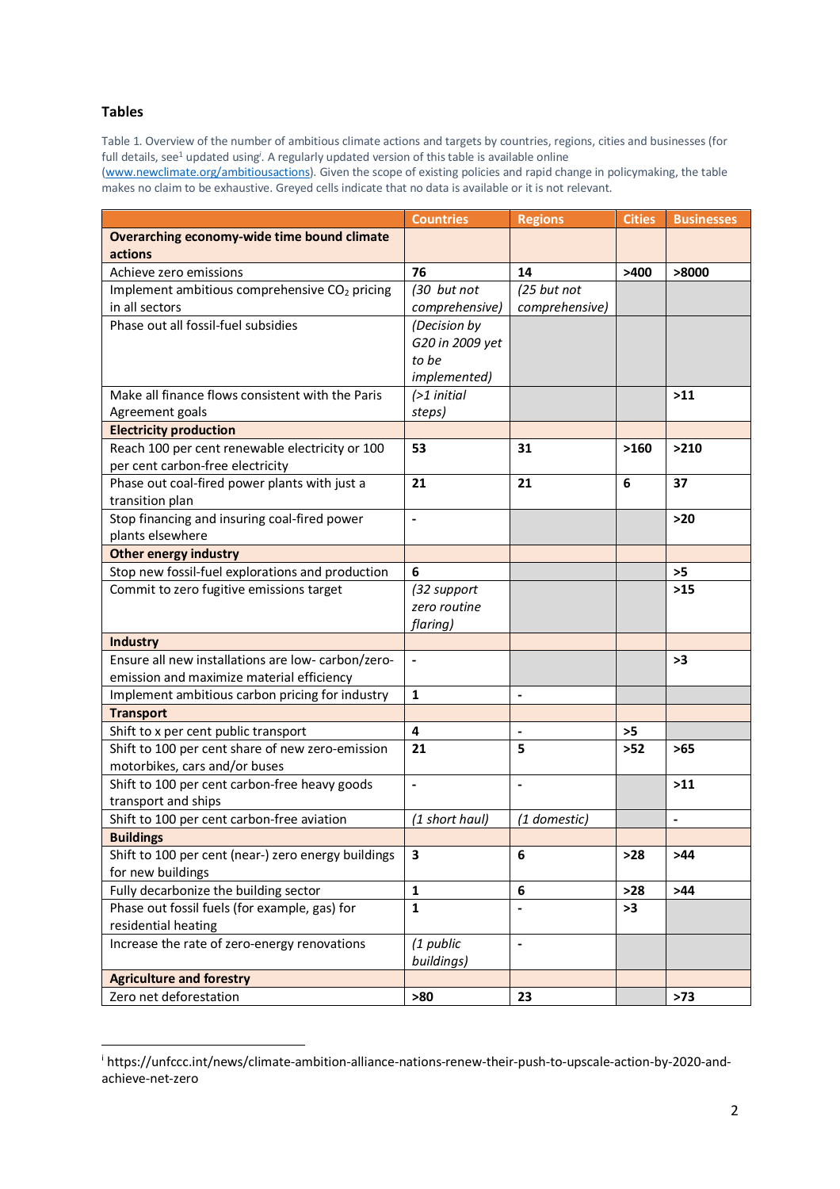## Tables

Table 1. Overview of the number of ambitious climate actions and targets by countries, regions, cities and businesses (for full details, see[1] updated using[i]. A regularly updated version of this table is available online (www.newclimate.org/ambitiousactions). Given the scope of existing policies and rapid change in policymaking, the table makes no claim to be exhaustive. Greyed cells indicate that no data is available or it is not relevant.

| | Countries | Regions | Cities | Businesses |
|---|---|---|---|---|
| **Overarching economy-wide time bound climate actions** | | | | |
| Achieve zero emissions | **76** | **14** | **>400** | **>8000** |
| Implement ambitious comprehensive $CO_2$ pricing in all sectors | *(30 but not comprehensive)* | *(25 but not comprehensive)* | | |
| Phase out all fossil-fuel subsidies | *(Decision by G20 in 2009 yet to be implemented)* | | | |
| Make all finance flows consistent with the Paris Agreement goals | *(>1 initial steps)* | | | **>11** |
| **Electricity production** | | | | |
| Reach 100 per cent renewable electricity or 100 per cent carbon-free electricity | **53** | **31** | **>160** | **>210** |
| Phase out coal-fired power plants with just a transition plan | **21** | **21** | **6** | **37** |
| Stop financing and insuring coal-fired power plants elsewhere | **-** | | | **>20** |
| **Other energy industry** | | | | |
| Stop new fossil-fuel explorations and production | **6** | | | **>5** |
| Commit to zero fugitive emissions target | *(32 support zero routine flaring)* | | | **>15** |
| **Industry** | | | | |
| Ensure all new installations are low- carbon/zero-emission and maximize material efficiency | **-** | | | **>3** |
| Implement ambitious carbon pricing for industry | **1** | **-** | | |
| **Transport** | | | | |
| Shift to x per cent public transport | **4** | **-** | **>5** | |
| Shift to 100 per cent share of new zero-emission motorbikes, cars and/or buses | **21** | **5** | **>52** | **>65** |
| Shift to 100 per cent carbon-free heavy goods transport and ships | **-** | **-** | | **>11** |
| Shift to 100 per cent carbon-free aviation | *(1 short haul)* | *(1 domestic)* | | **-** |
| **Buildings** | | | | |
| Shift to 100 per cent (near-) zero energy buildings for new buildings | **3** | **6** | **>28** | **>44** |
| Fully decarbonize the building sector | **1** | **6** | **>28** | **>44** |
| Phase out fossil fuels (for example, gas) for residential heating | **1** | **-** | **>3** | |
| Increase the rate of zero-energy renovations | *(1 public buildings)* | **-** | | |
| **Agriculture and forestry** | | | | |
| Zero net deforestation | **>80** | **23** | | **>73** |

[i] https://unfccc.int/news/climate-ambition-alliance-nations-renew-their-push-to-upscale-action-by-2020-and-achieve-net-zero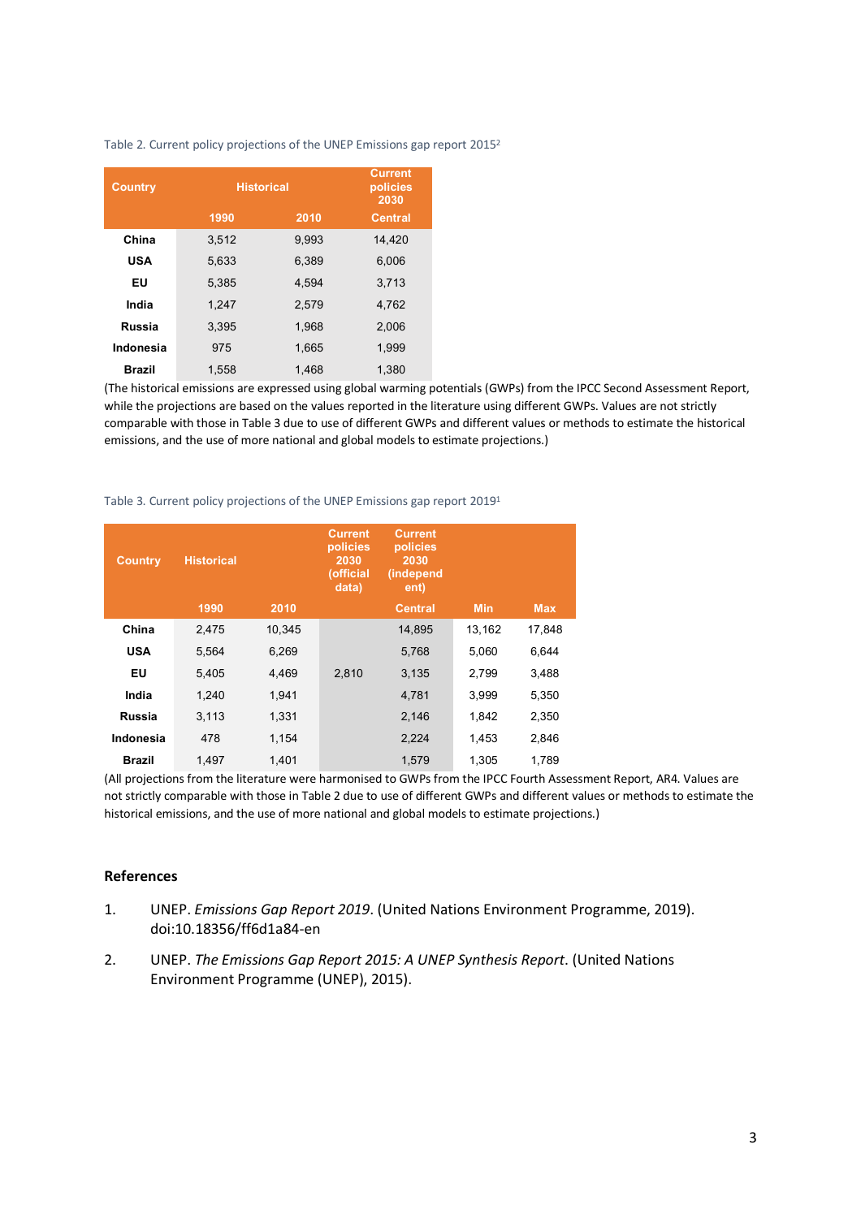Table 2. Current policy projections of the UNEP Emissions gap report 2015[2]

| Country | Historical | | Current policies 2030 |
|---|---|---|---|
| | 1990 | 2010 | Central |
| China | 3,512 | 9,993 | 14,420 |
| USA | 5,633 | 6,389 | 6,006 |
| EU | 5,385 | 4,594 | 3,713 |
| India | 1,247 | 2,579 | 4,762 |
| Russia | 3,395 | 1,968 | 2,006 |
| Indonesia | 975 | 1,665 | 1,999 |
| Brazil | 1,558 | 1,468 | 1,380 |

(The historical emissions are expressed using global warming potentials (GWPs) from the IPCC Second Assessment Report, while the projections are based on the values reported in the literature using different GWPs. Values are not strictly comparable with those in Table 3 due to use of different GWPs and different values or methods to estimate the historical emissions, and the use of more national and global models to estimate projections.)

Table 3. Current policy projections of the UNEP Emissions gap report 2019[1]

| Country | Historical | | Current policies 2030 (official data) | Current policies 2030 (independent) | | |
|---|---|---|---|---|---|---|
| | 1990 | 2010 | | Central | Min | Max |
| China | 2,475 | 10,345 | | 14,895 | 13,162 | 17,848 |
| USA | 5,564 | 6,269 | | 5,768 | 5,060 | 6,644 |
| EU | 5,405 | 4,469 | 2,810 | 3,135 | 2,799 | 3,488 |
| India | 1,240 | 1,941 | | 4,781 | 3,999 | 5,350 |
| Russia | 3,113 | 1,331 | | 2,146 | 1,842 | 2,350 |
| Indonesia | 478 | 1,154 | | 2,224 | 1,453 | 2,846 |
| Brazil | 1,497 | 1,401 | | 1,579 | 1,305 | 1,789 |

(All projections from the literature were harmonised to GWPs from the IPCC Fourth Assessment Report, AR4. Values are not strictly comparable with those in Table 2 due to use of different GWPs and different values or methods to estimate the historical emissions, and the use of more national and global models to estimate projections.)

## References

1. UNEP. *Emissions Gap Report 2019*. (United Nations Environment Programme, 2019). doi:10.18356/ff6d1a84-en
2. UNEP. *The Emissions Gap Report 2015: A UNEP Synthesis Report*. (United Nations Environment Programme (UNEP), 2015).